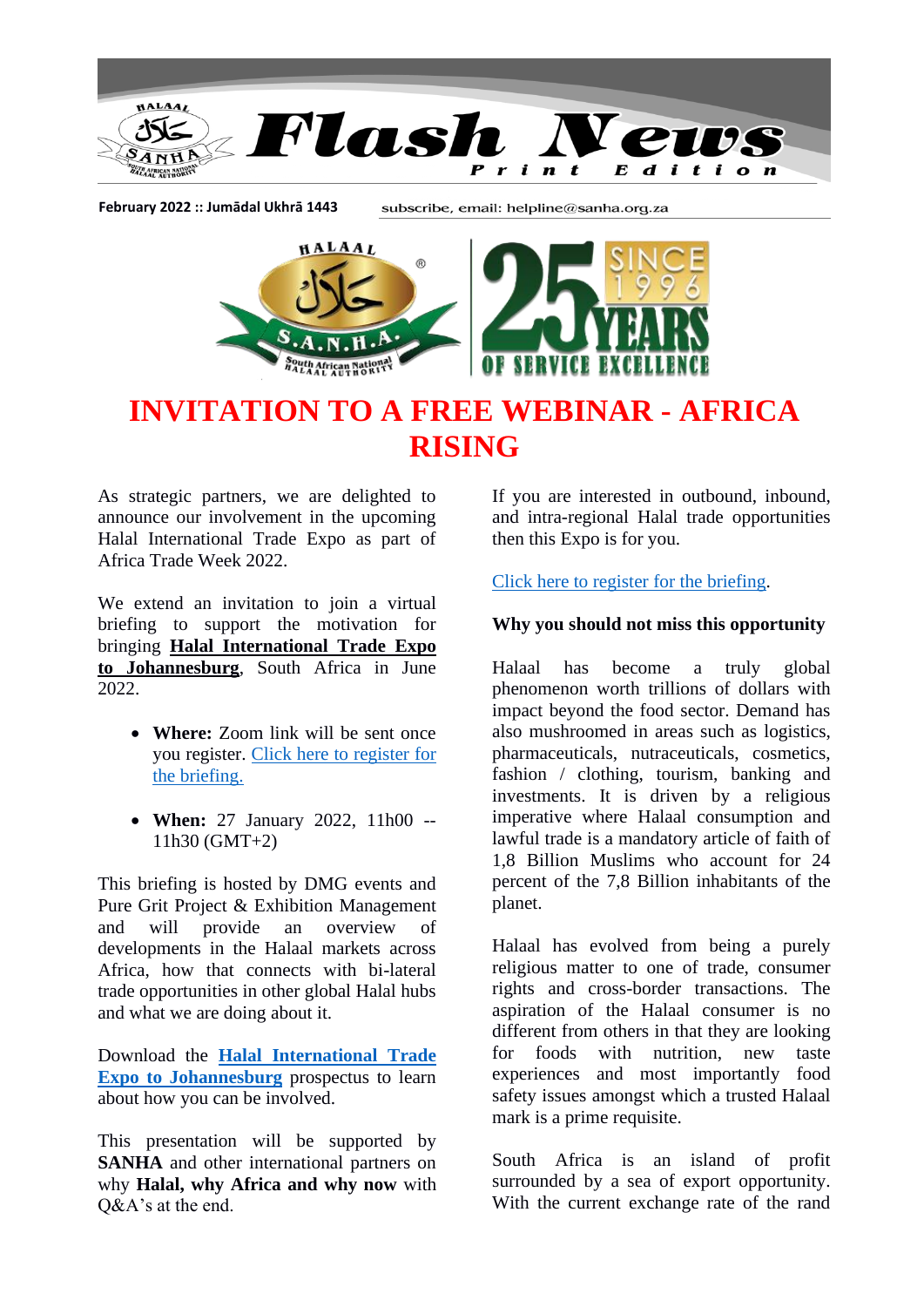February 2022 :: Jumādal Ukhrā 1443

subscribe, email: helpline@sanha.org.za

# INVITATION TO A FREE WEBINAR - AFRICA RISING

As strategic partners, we are delighted to announce our involvement in the upcoming Halal International Trade Expo as part of Africa Trade Week 2022.

We extend an invitation to join a virtual briefing to support the motivation for bringing **Halal International Trade Expo to Johannesburg**, South Africa in June 2022.

- **Where:** Zoom link will be sent once you register. Click here to register for the briefing.
- **When:** 27 January 2022, 11h00 -- 11h30 (GMT+2)

This briefing is hosted by DMG events and Pure Grit Project & Exhibition Management and will provide an overview of developments in the Halaal markets across Africa, how that connects with bi-lateral trade opportunities in other global Halal hubs and what we are doing about it.

Download the **Halal International Trade Expo to Johannesburg** prospectus to learn about how you can be involved.

This presentation will be supported by **SANHA** and other international partners on why **Halal, why Africa and why now** with Q&A's at the end.

If you are interested in outbound, inbound, and intra-regional Halal trade opportunities then this Expo is for you.

Click here to register for the briefing.

**Why you should not miss this opportunity**

Halaal has become a truly global phenomenon worth trillions of dollars with impact beyond the food sector. Demand has also mushroomed in areas such as logistics, pharmaceuticals, nutraceuticals, cosmetics, fashion / clothing, tourism, banking and investments. It is driven by a religious imperative where Halaal consumption and lawful trade is a mandatory article of faith of 1,8 Billion Muslims who account for 24 percent of the 7,8 Billion inhabitants of the planet.

Halaal has evolved from being a purely religious matter to one of trade, consumer rights and cross-border transactions. The aspiration of the Halaal consumer is no different from others in that they are looking for foods with nutrition, new taste experiences and most importantly food safety issues amongst which a trusted Halaal mark is a prime requisite.

South Africa is an island of profit surrounded by a sea of export opportunity. With the current exchange rate of the rand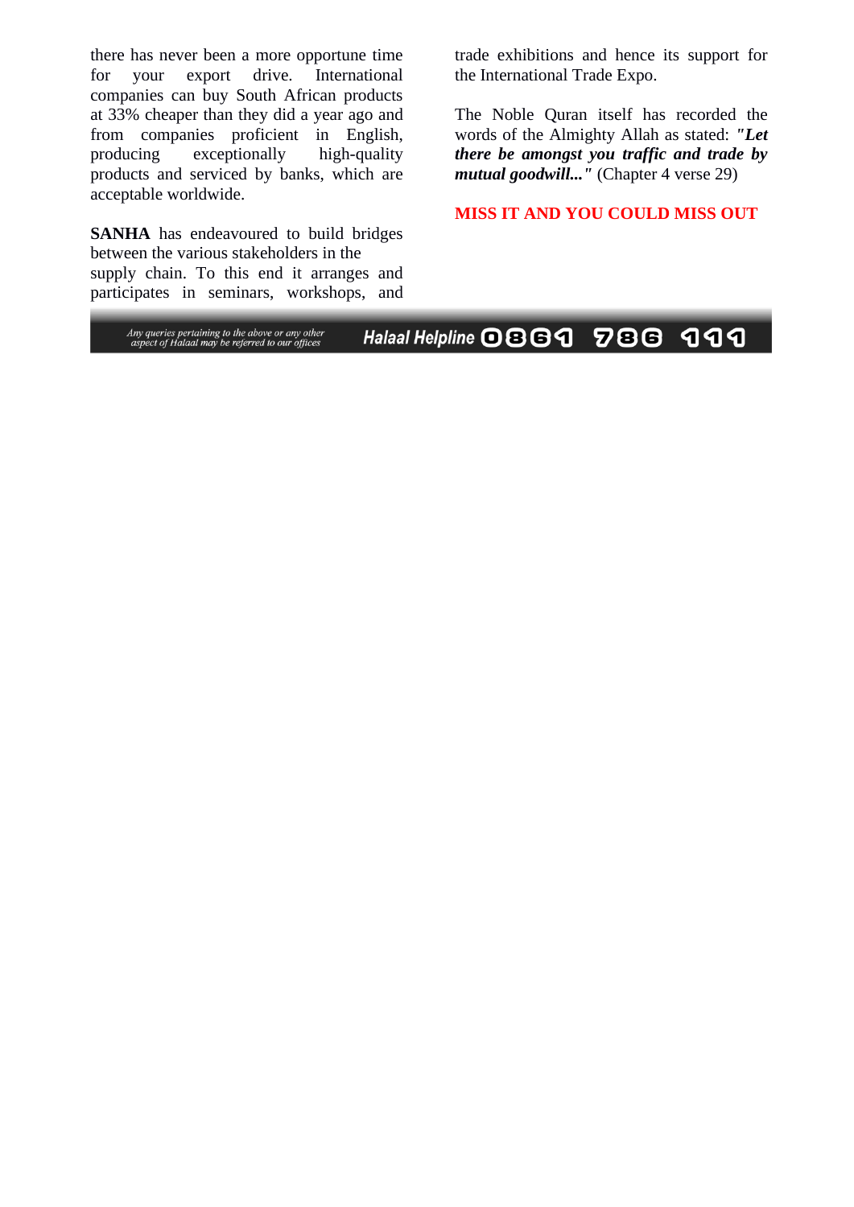there has never been a more opportune time for your export drive. International companies can buy South African products at 33% cheaper than they did a year ago and from companies proficient in English, producing exceptionally high-quality products and serviced by banks, which are acceptable worldwide.

**SANHA** has endeavoured to build bridges between the various stakeholders in the supply chain. To this end it arranges and participates in seminars, workshops, and trade exhibitions and hence its support for the International Trade Expo.

The Noble Quran itself has recorded the words of the Almighty Allah as stated: ***"Let there be amongst you traffic and trade by mutual goodwill..."*** (Chapter 4 verse 29)

**MISS IT AND YOU COULD MISS OUT**

*Any queries pertaining to the above or any other aspect of Halaal may be referred to our offices*

***Halaal Helpline*** **0861 786 111**